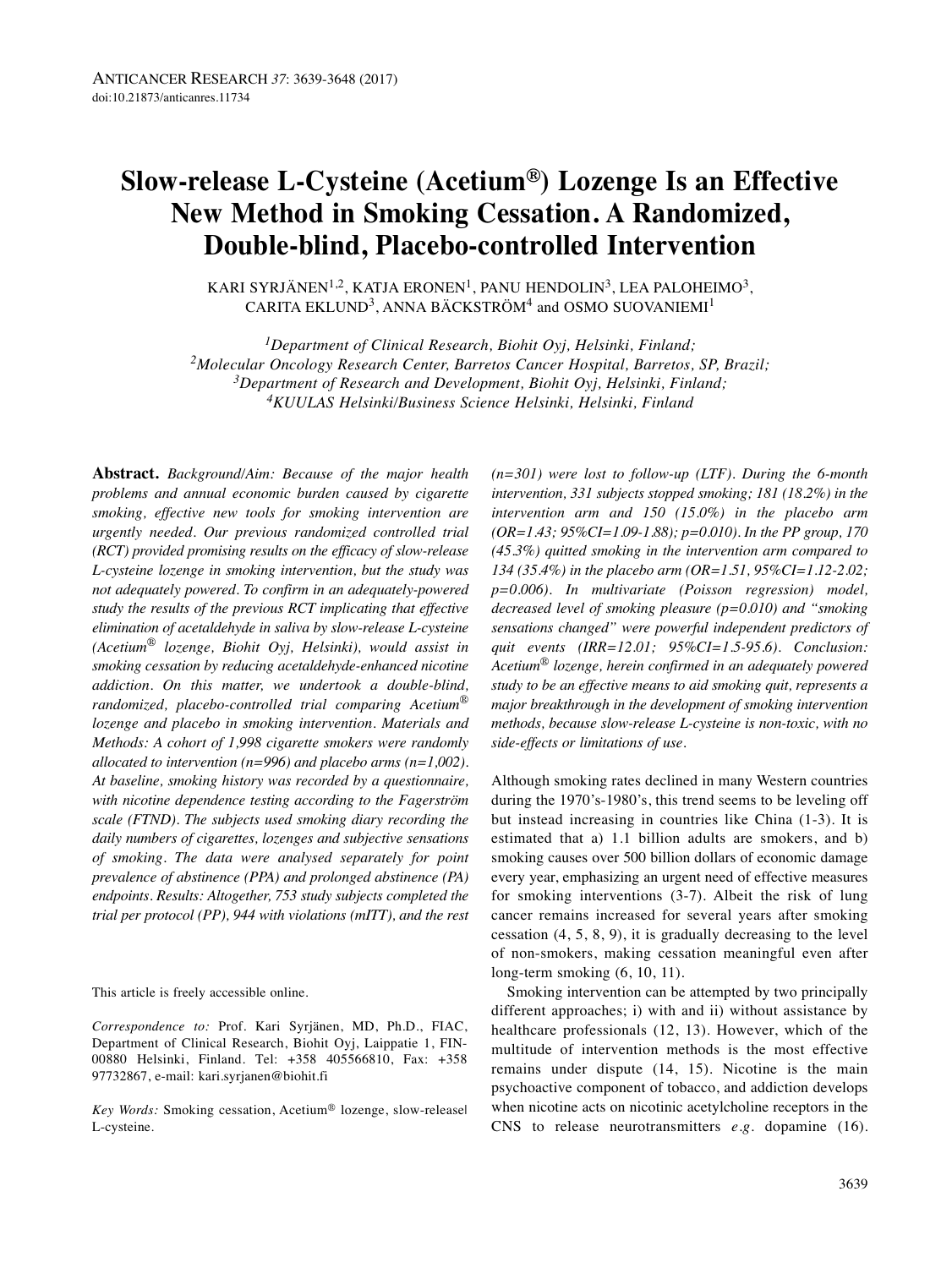# Slow-release L-Cysteine (Acetium®) Lozenge Is an Effective New Method in Smoking Cessation. A Randomized, Double-blind, Placebo-controlled Intervention

KARI SYRJÄNEN[1,2], KATJA ERONEN[1], PANU HENDOLIN[3], LEA PALOHEIMO[3], CARITA EKLUND[3], ANNA BÄCKSTRÖM[4] and OSMO SUOVANIEMI[1]

[1]*Department of Clinical Research, Biohit Oyj, Helsinki, Finland;*
[2]*Molecular Oncology Research Center, Barretos Cancer Hospital, Barretos, SP, Brazil;*
[3]*Department of Research and Development, Biohit Oyj, Helsinki, Finland;*
[4]*KUULAS Helsinki/Business Science Helsinki, Helsinki, Finland*

**Abstract.** *Background/Aim: Because of the major health problems and annual economic burden caused by cigarette smoking, effective new tools for smoking intervention are urgently needed. Our previous randomized controlled trial (RCT) provided promising results on the efficacy of slow-release L-cysteine lozenge in smoking intervention, but the study was not adequately powered. To confirm in an adequately-powered study the results of the previous RCT implicating that effective elimination of acetaldehyde in saliva by slow-release L-cysteine (Acetium® lozenge, Biohit Oyj, Helsinki), would assist in smoking cessation by reducing acetaldehyde-enhanced nicotine addiction. On this matter, we undertook a double-blind, randomized, placebo-controlled trial comparing Acetium® lozenge and placebo in smoking intervention. Materials and Methods: A cohort of 1,998 cigarette smokers were randomly allocated to intervention (n=996) and placebo arms (n=1,002). At baseline, smoking history was recorded by a questionnaire, with nicotine dependence testing according to the Fagerström scale (FTND). The subjects used smoking diary recording the daily numbers of cigarettes, lozenges and subjective sensations of smoking. The data were analysed separately for point prevalence of abstinence (PPA) and prolonged abstinence (PA) endpoints. Results: Altogether, 753 study subjects completed the trial per protocol (PP), 944 with violations (mITT), and the rest (n=301) were lost to follow-up (LTF). During the 6-month intervention, 331 subjects stopped smoking; 181 (18.2%) in the intervention arm and 150 (15.0%) in the placebo arm (OR=1.43; 95%CI=1.09-1.88); p=0.010). In the PP group, 170 (45.3%) quitted smoking in the intervention arm compared to 134 (35.4%) in the placebo arm (OR=1.51, 95%CI=1.12-2.02; p=0.006). In multivariate (Poisson regression) model, decreased level of smoking pleasure (p=0.010) and "smoking sensations changed" were powerful independent predictors of quit events (IRR=12.01; 95%CI=1.5-95.6). Conclusion: Acetium® lozenge, herein confirmed in an adequately powered study to be an effective means to aid smoking quit, represents a major breakthrough in the development of smoking intervention methods, because slow-release L-cysteine is non-toxic, with no side-effects or limitations of use.*

This article is freely accessible online.

*Correspondence to:* Prof. Kari Syrjänen, MD, Ph.D., FIAC, Department of Clinical Research, Biohit Oyj, Laippatie 1, FIN-00880 Helsinki, Finland. Tel: +358 405566810, Fax: +358 97732867, e-mail: kari.syrjanen@biohit.fi

*Key Words:* Smoking cessation, Acetium® lozenge, slow-release L-cysteine.

Although smoking rates declined in many Western countries during the 1970's-1980's, this trend seems to be leveling off but instead increasing in countries like China (1-3). It is estimated that a) 1.1 billion adults are smokers, and b) smoking causes over 500 billion dollars of economic damage every year, emphasizing an urgent need of effective measures for smoking interventions (3-7). Albeit the risk of lung cancer remains increased for several years after smoking cessation (4, 5, 8, 9), it is gradually decreasing to the level of non-smokers, making cessation meaningful even after long-term smoking (6, 10, 11).

Smoking intervention can be attempted by two principally different approaches; i) with and ii) without assistance by healthcare professionals (12, 13). However, which of the multitude of intervention methods is the most effective remains under dispute (14, 15). Nicotine is the main psychoactive component of tobacco, and addiction develops when nicotine acts on nicotinic acetylcholine receptors in the CNS to release neurotransmitters *e.g.* dopamine (16).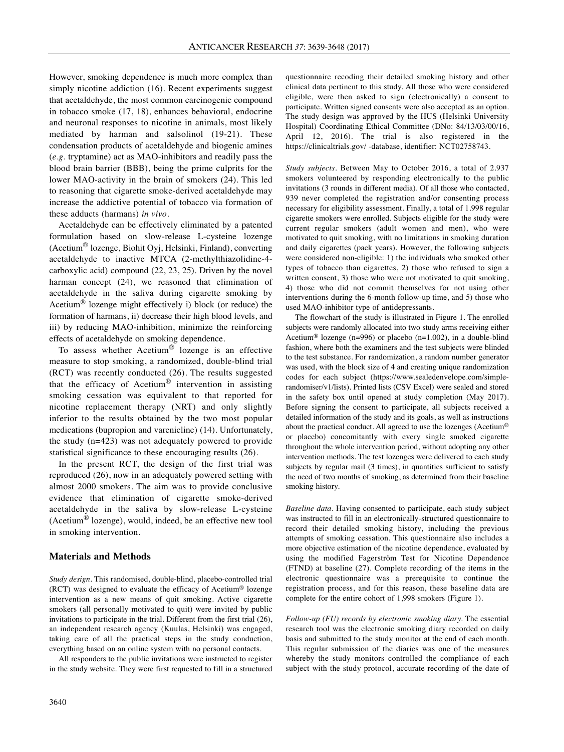However, smoking dependence is much more complex than simply nicotine addiction (16). Recent experiments suggest that acetaldehyde, the most common carcinogenic compound in tobacco smoke (17, 18), enhances behavioral, endocrine and neuronal responses to nicotine in animals, most likely mediated by harman and salsolinol (19-21). These condensation products of acetaldehyde and biogenic amines (*e.g.* tryptamine) act as MAO-inhibitors and readily pass the blood brain barrier (BBB), being the prime culprits for the lower MAO-activity in the brain of smokers (24). This led to reasoning that cigarette smoke-derived acetaldehyde may increase the addictive potential of tobacco via formation of these adducts (harmans) *in vivo*.

Acetaldehyde can be effectively eliminated by a patented formulation based on slow-release L-cysteine lozenge (Acetium® lozenge, Biohit Oyj, Helsinki, Finland), converting acetaldehyde to inactive MTCA (2-methylthiazolidine-4-carboxylic acid) compound (22, 23, 25). Driven by the novel harman concept (24), we reasoned that elimination of acetaldehyde in the saliva during cigarette smoking by Acetium® lozenge might effectively i) block (or reduce) the formation of harmans, ii) decrease their high blood levels, and iii) by reducing MAO-inhibition, minimize the reinforcing effects of acetaldehyde on smoking dependence.

To assess whether Acetium® lozenge is an effective measure to stop smoking, a randomized, double-blind trial (RCT) was recently conducted (26). The results suggested that the efficacy of Acetium® intervention in assisting smoking cessation was equivalent to that reported for nicotine replacement therapy (NRT) and only slightly inferior to the results obtained by the two most popular medications (bupropion and varenicline) (14). Unfortunately, the study (n=423) was not adequately powered to provide statistical significance to these encouraging results (26).

In the present RCT, the design of the first trial was reproduced (26), now in an adequately powered setting with almost 2000 smokers. The aim was to provide conclusive evidence that elimination of cigarette smoke-derived acetaldehyde in the saliva by slow-release L-cysteine (Acetium® lozenge), would, indeed, be an effective new tool in smoking intervention.

## Materials and Methods

*Study design.* This randomised, double-blind, placebo-controlled trial (RCT) was designed to evaluate the efficacy of Acetium® lozenge intervention as a new means of quit smoking. Active cigarette smokers (all personally motivated to quit) were invited by public invitations to participate in the trial. Different from the first trial (26), an independent research agency (Kuulas, Helsinki) was engaged, taking care of all the practical steps in the study conduction, everything based on an online system with no personal contacts.

All responders to the public invitations were instructed to register in the study website. They were first requested to fill in a structured questionnaire recoding their detailed smoking history and other clinical data pertinent to this study. All those who were considered eligible, were then asked to sign (electronically) a consent to participate. Written signed consents were also accepted as an option. The study design was approved by the HUS (Helsinki University Hospital) Coordinating Ethical Committee (DNo: 84/13/03/00/16, April 12, 2016). The trial is also registered in the https://clinicaltrials.gov/ -database, identifier: NCT02758743.

*Study subjects.* Between May to October 2016, a total of 2.937 smokers volunteered by responding electronically to the public invitations (3 rounds in different media). Of all those who contacted, 939 never completed the registration and/or consenting process necessary for eligibility assessment. Finally, a total of 1.998 regular cigarette smokers were enrolled. Subjects eligible for the study were current regular smokers (adult women and men), who were motivated to quit smoking, with no limitations in smoking duration and daily cigarettes (pack years). However, the following subjects were considered non-eligible: 1) the individuals who smoked other types of tobacco than cigarettes, 2) those who refused to sign a written consent, 3) those who were not motivated to quit smoking, 4) those who did not commit themselves for not using other interventions during the 6-month follow-up time, and 5) those who used MAO-inhibitor type of antidepressants.

The flowchart of the study is illustrated in Figure 1. The enrolled subjects were randomly allocated into two study arms receiving either Acetium® lozenge (n=996) or placebo (n=1.002), in a double-blind fashion, where both the examiners and the test subjects were blinded to the test substance. For randomization, a random number generator was used, with the block size of 4 and creating unique randomization codes for each subject (https://www.sealedenvelope.com/simple-randomiser/v1/lists). Printed lists (CSV Excel) were sealed and stored in the safety box until opened at study completion (May 2017). Before signing the consent to participate, all subjects received a detailed information of the study and its goals, as well as instructions about the practical conduct. All agreed to use the lozenges (Acetium® or placebo) concomitantly with every single smoked cigarette throughout the whole intervention period, without adopting any other intervention methods. The test lozenges were delivered to each study subjects by regular mail (3 times), in quantities sufficient to satisfy the need of two months of smoking, as determined from their baseline smoking history.

*Baseline data.* Having consented to participate, each study subject was instructed to fill in an electronically-structured questionnaire to record their detailed smoking history, including the previous attempts of smoking cessation. This questionnaire also includes a more objective estimation of the nicotine dependence, evaluated by using the modified Fagerström Test for Nicotine Dependence (FTND) at baseline (27). Complete recording of the items in the electronic questionnaire was a prerequisite to continue the registration process, and for this reason, these baseline data are complete for the entire cohort of 1,998 smokers (Figure 1).

*Follow-up (FU) records by electronic smoking diary.* The essential research tool was the electronic smoking diary recorded on daily basis and submitted to the study monitor at the end of each month. This regular submission of the diaries was one of the measures whereby the study monitors controlled the compliance of each subject with the study protocol, accurate recording of the date of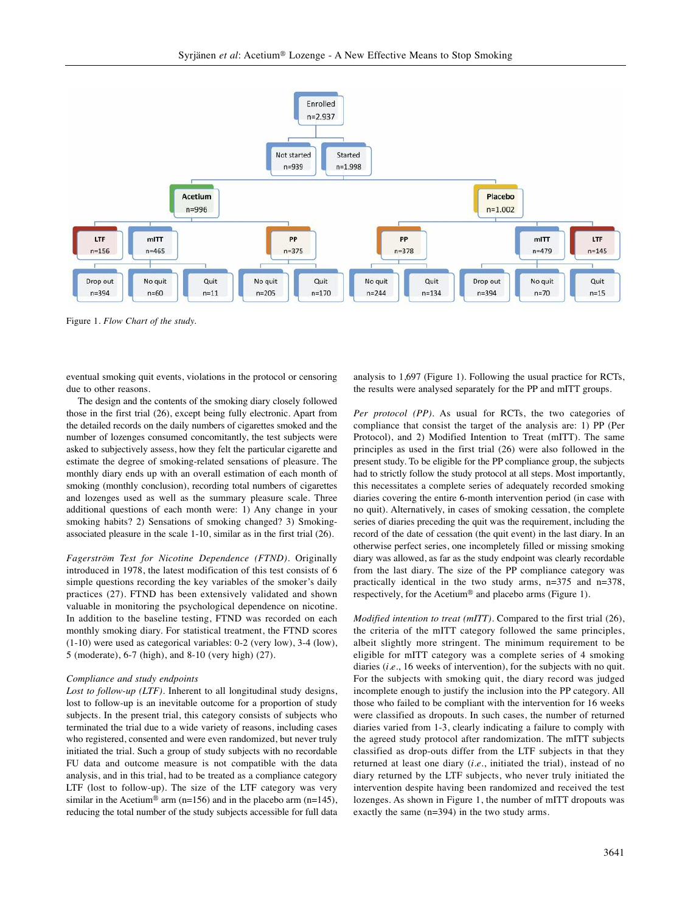Figure 1. *Flow Chart of the study.*

eventual smoking quit events, violations in the protocol or censoring due to other reasons.

The design and the contents of the smoking diary closely followed those in the first trial (26), except being fully electronic. Apart from the detailed records on the daily numbers of cigarettes smoked and the number of lozenges consumed concomitantly, the test subjects were asked to subjectively assess, how they felt the particular cigarette and estimate the degree of smoking-related sensations of pleasure. The monthly diary ends up with an overall estimation of each month of smoking (monthly conclusion), recording total numbers of cigarettes and lozenges used as well as the summary pleasure scale. Three additional questions of each month were: 1) Any change in your smoking habits? 2) Sensations of smoking changed? 3) Smoking-associated pleasure in the scale 1-10, similar as in the first trial (26).

*Fagerström Test for Nicotine Dependence (FTND).* Originally introduced in 1978, the latest modification of this test consists of 6 simple questions recording the key variables of the smoker's daily practices (27). FTND has been extensively validated and shown valuable in monitoring the psychological dependence on nicotine. In addition to the baseline testing, FTND was recorded on each monthly smoking diary. For statistical treatment, the FTND scores (1-10) were used as categorical variables: 0-2 (very low), 3-4 (low), 5 (moderate), 6-7 (high), and 8-10 (very high) (27).

*Compliance and study endpoints*

*Lost to follow-up (LTF).* Inherent to all longitudinal study designs, lost to follow-up is an inevitable outcome for a proportion of study subjects. In the present trial, this category consists of subjects who terminated the trial due to a wide variety of reasons, including cases who registered, consented and were even randomized, but never truly initiated the trial. Such a group of study subjects with no recordable FU data and outcome measure is not compatible with the data analysis, and in this trial, had to be treated as a compliance category LTF (lost to follow-up). The size of the LTF category was very similar in the Acetium® arm (n=156) and in the placebo arm (n=145), reducing the total number of the study subjects accessible for full data analysis to 1,697 (Figure 1). Following the usual practice for RCTs, the results were analysed separately for the PP and mITT groups.

*Per protocol (PP).* As usual for RCTs, the two categories of compliance that consist the target of the analysis are: 1) PP (Per Protocol), and 2) Modified Intention to Treat (mITT). The same principles as used in the first trial (26) were also followed in the present study. To be eligible for the PP compliance group, the subjects had to strictly follow the study protocol at all steps. Most importantly, this necessitates a complete series of adequately recorded smoking diaries covering the entire 6-month intervention period (in case with no quit). Alternatively, in cases of smoking cessation, the complete series of diaries preceding the quit was the requirement, including the record of the date of cessation (the quit event) in the last diary. In an otherwise perfect series, one incompletely filled or missing smoking diary was allowed, as far as the study endpoint was clearly recordable from the last diary. The size of the PP compliance category was practically identical in the two study arms, n=375 and n=378, respectively, for the Acetium® and placebo arms (Figure 1).

*Modified intention to treat (mITT).* Compared to the first trial (26), the criteria of the mITT category followed the same principles, albeit slightly more stringent. The minimum requirement to be eligible for mITT category was a complete series of 4 smoking diaries (*i.e.*, 16 weeks of intervention), for the subjects with no quit. For the subjects with smoking quit, the diary record was judged incomplete enough to justify the inclusion into the PP category. All those who failed to be compliant with the intervention for 16 weeks were classified as dropouts. In such cases, the number of returned diaries varied from 1-3, clearly indicating a failure to comply with the agreed study protocol after randomization. The mITT subjects classified as drop-outs differ from the LTF subjects in that they returned at least one diary (*i.e.*, initiated the trial), instead of no diary returned by the LTF subjects, who never truly initiated the intervention despite having been randomized and received the test lozenges. As shown in Figure 1, the number of mITT dropouts was exactly the same (n=394) in the two study arms.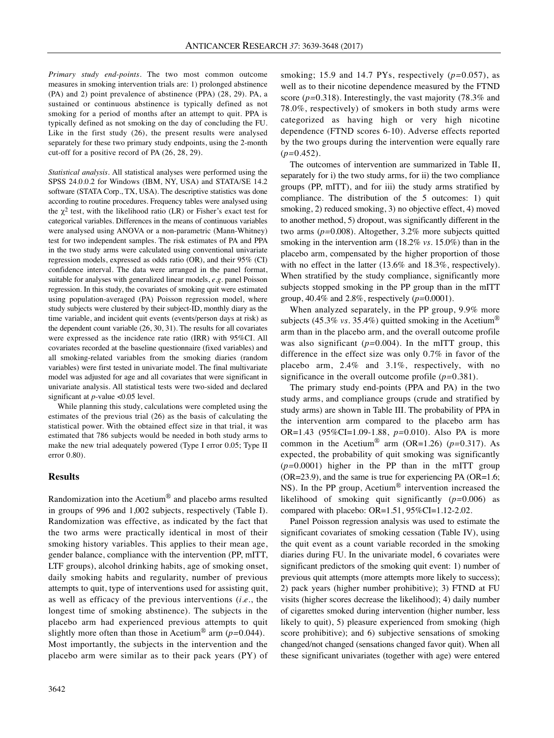*Primary study end-points.* The two most common outcome measures in smoking intervention trials are: 1) prolonged abstinence (PA) and 2) point prevalence of abstinence (PPA) (28, 29). PA, a sustained or continuous abstinence is typically defined as not smoking for a period of months after an attempt to quit. PPA is typically defined as not smoking on the day of concluding the FU. Like in the first study (26), the present results were analysed separately for these two primary study endpoints, using the 2-month cut-off for a positive record of PA (26, 28, 29).

*Statistical analysis.* All statistical analyses were performed using the SPSS 24.0.0.2 for Windows (IBM, NY, USA) and STATA/SE 14.2 software (STATA Corp., TX, USA). The descriptive statistics was done according to routine procedures. Frequency tables were analysed using the $\chi^2$ test, with the likelihood ratio (LR) or Fisher's exact test for categorical variables. Differences in the means of continuous variables were analysed using ANOVA or a non-parametric (Mann-Whitney) test for two independent samples. The risk estimates of PA and PPA in the two study arms were calculated using conventional univariate regression models, expressed as odds ratio (OR), and their 95% (CI) confidence interval. The data were arranged in the panel format, suitable for analyses with generalized linear models, *e.g.* panel Poisson regression. In this study, the covariates of smoking quit were estimated using population-averaged (PA) Poisson regression model, where study subjects were clustered by their subject-ID, monthly diary as the time variable, and incident quit events (events/person days at risk) as the dependent count variable (26, 30, 31). The results for all covariates were expressed as the incidence rate ratio (IRR) with 95%CI. All covariates recorded at the baseline questionnaire (fixed variables) and all smoking-related variables from the smoking diaries (random variables) were first tested in univariate model. The final multivariate model was adjusted for age and all covariates that were significant in univariate analysis. All statistical tests were two-sided and declared significant at *p*-value <0.05 level.

While planning this study, calculations were completed using the estimates of the previous trial (26) as the basis of calculating the statistical power. With the obtained effect size in that trial, it was estimated that 786 subjects would be needed in both study arms to make the new trial adequately powered (Type I error 0.05; Type II error 0.80).

## Results

Randomization into the Acetium® and placebo arms resulted in groups of 996 and 1,002 subjects, respectively (Table I). Randomization was effective, as indicated by the fact that the two arms were practically identical in most of their smoking history variables. This applies to their mean age, gender balance, compliance with the intervention (PP, mITT, LTF groups), alcohol drinking habits, age of smoking onset, daily smoking habits and regularity, number of previous attempts to quit, type of interventions used for assisting quit, as well as efficacy of the previous interventions (*i.e.*, the longest time of smoking abstinence). The subjects in the placebo arm had experienced previous attempts to quit slightly more often than those in Acetium® arm ($p$=0.044). Most importantly, the subjects in the intervention and the placebo arm were similar as to their pack years (PY) of smoking; 15.9 and 14.7 PYs, respectively ($p$=0.057), as well as to their nicotine dependence measured by the FTND score ($p$=0.318). Interestingly, the vast majority (78.3% and 78.0%, respectively) of smokers in both study arms were categorized as having high or very high nicotine dependence (FTND scores 6-10). Adverse effects reported by the two groups during the intervention were equally rare ($p$=0.452).

The outcomes of intervention are summarized in Table II, separately for i) the two study arms, for ii) the two compliance groups (PP, mITT), and for iii) the study arms stratified by compliance. The distribution of the 5 outcomes: 1) quit smoking, 2) reduced smoking, 3) no objective effect, 4) moved to another method, 5) dropout, was significantly different in the two arms ($p$=0.008). Altogether, 3.2% more subjects quitted smoking in the intervention arm (18.2% *vs.* 15.0%) than in the placebo arm, compensated by the higher proportion of those with no effect in the latter (13.6% and 18.3%, respectively). When stratified by the study compliance, significantly more subjects stopped smoking in the PP group than in the mITT group, 40.4% and 2.8%, respectively ($p$=0.0001).

When analyzed separately, in the PP group, 9.9% more subjects (45.3% *vs.* 35.4%) quitted smoking in the Acetium® arm than in the placebo arm, and the overall outcome profile was also significant ($p$=0.004). In the mITT group, this difference in the effect size was only 0.7% in favor of the placebo arm, 2.4% and 3.1%, respectively, with no significance in the overall outcome profile ($p$=0.381).

The primary study end-points (PPA and PA) in the two study arms, and compliance groups (crude and stratified by study arms) are shown in Table III. The probability of PPA in the intervention arm compared to the placebo arm has OR=1.43 (95%CI=1.09-1.88, $p$=0.010). Also PA is more common in the Acetium® arm (OR=1.26) ($p$=0.317). As expected, the probability of quit smoking was significantly ($p$=0.0001) higher in the PP than in the mITT group (OR=23.9), and the same is true for experiencing PA (OR=1.6; NS). In the PP group, Acetium® intervention increased the likelihood of smoking quit significantly ($p$=0.006) as compared with placebo: OR=1.51, 95%CI=1.12-2.02.

Panel Poisson regression analysis was used to estimate the significant covariates of smoking cessation (Table IV), using the quit event as a count variable recorded in the smoking diaries during FU. In the univariate model, 6 covariates were significant predictors of the smoking quit event: 1) number of previous quit attempts (more attempts more likely to success); 2) pack years (higher number prohibitive); 3) FTND at FU visits (higher scores decrease the likelihood); 4) daily number of cigarettes smoked during intervention (higher number, less likely to quit), 5) pleasure experienced from smoking (high score prohibitive); and 6) subjective sensations of smoking changed/not changed (sensations changed favor quit). When all these significant univariates (together with age) were entered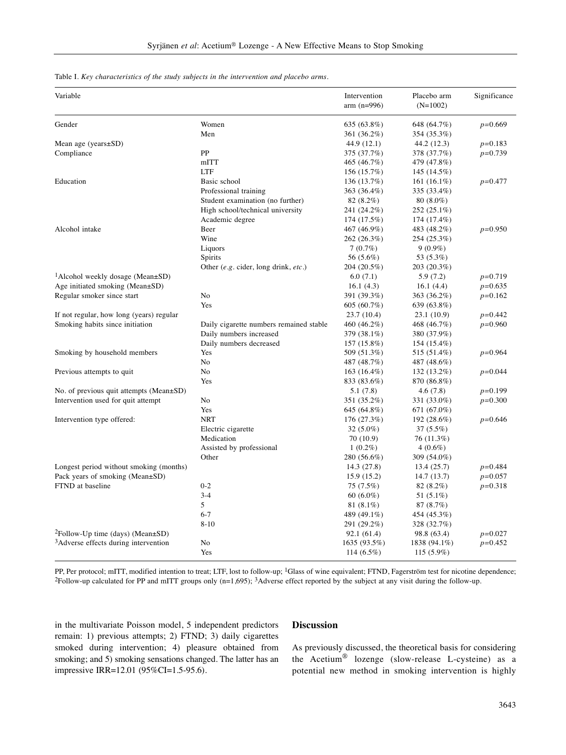Table I. *Key characteristics of the study subjects in the intervention and placebo arms.*

| Variable | | Intervention arm (n=996) | Placebo arm (N=1002) | Significance |
|---|---|---|---|---|
| Gender | Women | 635 (63.8%) | 648 (64.7%) | $p$=0.669 |
| | Men | 361 (36.2%) | 354 (35.3%) | |
| Mean age (years±SD) | | 44.9 (12.1) | 44.2 (12.3) | $p$=0.183 |
| Compliance | PP | 375 (37.7%) | 378 (37.7%) | $p$=0.739 |
| | mITT | 465 (46.7%) | 479 (47.8%) | |
| | LTF | 156 (15.7%) | 145 (14.5%) | |
| Education | Basic school | 136 (13.7%) | 161 (16.1%) | $p$=0.477 |
| | Professional training | 363 (36.4%) | 335 (33.4%) | |
| | Student examination (no further) | 82 (8.2%) | 80 (8.0%) | |
| | High school/technical university | 241 (24.2%) | 252 (25.1%) | |
| | Academic degree | 174 (17.5%) | 174 (17.4%) | |
| Alcohol intake | Beer | 467 (46.9%) | 483 (48.2%) | $p$=0.950 |
| | Wine | 262 (26.3%) | 254 (25.3%) | |
| | Liquors | 7 (0.7%) | 9 (0.9%) | |
| | Spirits | 56 (5.6%) | 53 (5.3%) | |
| | Other (*e.g.* cider, long drink, *etc.*) | 204 (20.5%) | 203 (20.3%) | |
| [1]Alcohol weekly dosage (Mean±SD) | | 6.0 (7.1) | 5.9 (7.2) | $p$=0.719 |
| Age initiated smoking (Mean±SD) | | 16.1 (4.3) | 16.1 (4.4) | $p$=0.635 |
| Regular smoker since start | No | 391 (39.3%) | 363 (36.2%) | $p$=0.162 |
| | Yes | 605 (60.7%) | 639 (63.8%) | |
| If not regular, how long (years) regular | | 23.7 (10.4) | 23.1 (10.9) | $p$=0.442 |
| Smoking habits since initiation | Daily cigarette numbers remained stable | 460 (46.2%) | 468 (46.7%) | $p$=0.960 |
| | Daily numbers increased | 379 (38.1%) | 380 (37.9%) | |
| | Daily numbers decreased | 157 (15.8%) | 154 (15.4%) | |
| Smoking by household members | Yes | 509 (51.3%) | 515 (51.4%) | $p$=0.964 |
| | No | 487 (48.7%) | 487 (48.6%) | |
| Previous attempts to quit | No | 163 (16.4%) | 132 (13.2%) | $p$=0.044 |
| | Yes | 833 (83.6%) | 870 (86.8%) | |
| No. of previous quit attempts (Mean±SD) | | 5.1 (7.8) | 4.6 (7.8) | $p$=0.199 |
| Intervention used for quit attempt | No | 351 (35.2%) | 331 (33.0%) | $p$=0.300 |
| | Yes | 645 (64.8%) | 671 (67.0%) | |
| Intervention type offered: | NRT | 176 (27.3%) | 192 (28.6%) | $p$=0.646 |
| | Electric cigarette | 32 (5.0%) | 37 (5.5%) | |
| | Medication | 70 (10.9) | 76 (11.3%) | |
| | Assisted by professional | 1 (0.2%) | 4 (0.6%) | |
| | Other | 280 (56.6%) | 309 (54.0%) | |
| Longest period without smoking (months) | | 14.3 (27.8) | 13.4 (25.7) | $p$=0.484 |
| Pack years of smoking (Mean±SD) | | 15.9 (15.2) | 14.7 (13.7) | $p$=0.057 |
| FTND at baseline | 0-2 | 75 (7.5%) | 82 (8.2%) | $p$=0.318 |
| | 3-4 | 60 (6.0%) | 51 (5.1%) | |
| | 5 | 81 (8.1%) | 87 (8.7%) | |
| | 6-7 | 489 (49.1%) | 454 (45.3%) | |
| | 8-10 | 291 (29.2%) | 328 (32.7%) | |
| [2]Follow-Up time (days) (Mean±SD) | | 92.1 (61.4) | 98.8 (63.4) | $p$=0.027 |
| [3]Adverse effects during intervention | No | 1635 (93.5%) | 1838 (94.1%) | $p$=0.452 |
| | Yes | 114 (6.5%) | 115 (5.9%) | |

PP, Per protocol; mITT, modified intention to treat; LTF, lost to follow-up; [1]Glass of wine equivalent; FTND, Fagerström test for nicotine dependence; [2]Follow-up calculated for PP and mITT groups only (n=1,695); [3]Adverse effect reported by the subject at any visit during the follow-up.

in the multivariate Poisson model, 5 independent predictors remain: 1) previous attempts; 2) FTND; 3) daily cigarettes smoked during intervention; 4) pleasure obtained from smoking; and 5) smoking sensations changed. The latter has an impressive IRR=12.01 (95%CI=1.5-95.6).

## Discussion

As previously discussed, the theoretical basis for considering the Acetium® lozenge (slow-release L-cysteine) as a potential new method in smoking intervention is highly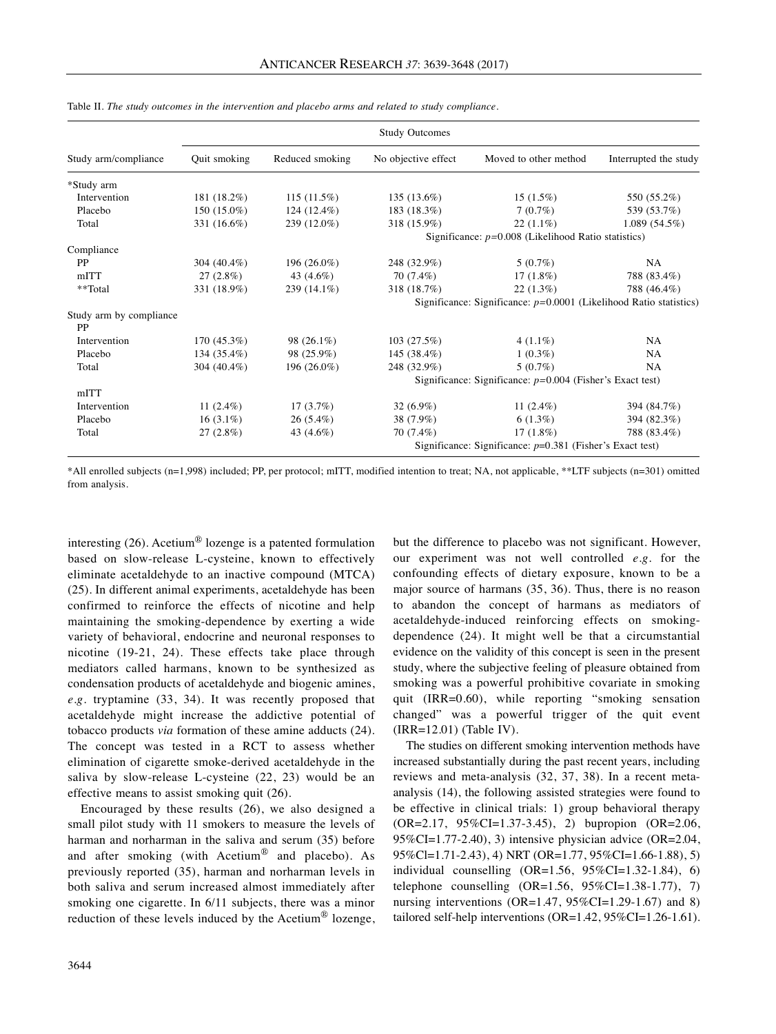Table II. *The study outcomes in the intervention and placebo arms and related to study compliance*.

| Study arm/compliance | Study Outcomes | | | | |
|---|---|---|---|---|---|
| | Quit smoking | Reduced smoking | No objective effect | Moved to other method | Interrupted the study |
| *Study arm | | | | | |
| Intervention | 181 (18.2%) | 115 (11.5%) | 135 (13.6%) | 15 (1.5%) | 550 (55.2%) |
| Placebo | 150 (15.0%) | 124 (12.4%) | 183 (18.3%) | 7 (0.7%) | 539 (53.7%) |
| Total | 331 (16.6%) | 239 (12.0%) | 318 (15.9%) | 22 (1.1%) | 1.089 (54.5%) |
| | | | Significance: $p$=0.008 (Likelihood Ratio statistics) | | |
| Compliance | | | | | |
| PP | 304 (40.4%) | 196 (26.0%) | 248 (32.9%) | 5 (0.7%) | NA |
| mITT | 27 (2.8%) | 43 (4.6%) | 70 (7.4%) | 17 (1.8%) | 788 (83.4%) |
| **Total | 331 (18.9%) | 239 (14.1%) | 318 (18.7%) | 22 (1.3%) | 788 (46.4%) |
| | | | Significance: Significance: $p$=0.0001 (Likelihood Ratio statistics) | | |
| Study arm by compliance | | | | | |
| PP | | | | | |
| Intervention | 170 (45.3%) | 98 (26.1%) | 103 (27.5%) | 4 (1.1%) | NA |
| Placebo | 134 (35.4%) | 98 (25.9%) | 145 (38.4%) | 1 (0.3%) | NA |
| Total | 304 (40.4%) | 196 (26.0%) | 248 (32.9%) | 5 (0.7%) | NA |
| | | | Significance: Significance: $p$=0.004 (Fisher's Exact test) | | |
| mITT | | | | | |
| Intervention | 11 (2.4%) | 17 (3.7%) | 32 (6.9%) | 11 (2.4%) | 394 (84.7%) |
| Placebo | 16 (3.1%) | 26 (5.4%) | 38 (7.9%) | 6 (1.3%) | 394 (82.3%) |
| Total | 27 (2.8%) | 43 (4.6%) | 70 (7.4%) | 17 (1.8%) | 788 (83.4%) |
| | | | Significance: Significance: $p$=0.381 (Fisher's Exact test) | | |

*All enrolled subjects (n=1,998) included; PP, per protocol; mITT, modified intention to treat; NA, not applicable, **LTF subjects (n=301) omitted from analysis.

interesting (26). Acetium® lozenge is a patented formulation based on slow-release L-cysteine, known to effectively eliminate acetaldehyde to an inactive compound (MTCA) (25). In different animal experiments, acetaldehyde has been confirmed to reinforce the effects of nicotine and help maintaining the smoking-dependence by exerting a wide variety of behavioral, endocrine and neuronal responses to nicotine (19-21, 24). These effects take place through mediators called harmans, known to be synthesized as condensation products of acetaldehyde and biogenic amines, *e.g.* tryptamine (33, 34). It was recently proposed that acetaldehyde might increase the addictive potential of tobacco products *via* formation of these amine adducts (24). The concept was tested in a RCT to assess whether elimination of cigarette smoke-derived acetaldehyde in the saliva by slow-release L-cysteine (22, 23) would be an effective means to assist smoking quit (26).

Encouraged by these results (26), we also designed a small pilot study with 11 smokers to measure the levels of harman and norharman in the saliva and serum (35) before and after smoking (with Acetium® and placebo). As previously reported (35), harman and norharman levels in both saliva and serum increased almost immediately after smoking one cigarette. In 6/11 subjects, there was a minor reduction of these levels induced by the Acetium® lozenge, but the difference to placebo was not significant. However, our experiment was not well controlled *e.g.* for the confounding effects of dietary exposure, known to be a major source of harmans (35, 36). Thus, there is no reason to abandon the concept of harmans as mediators of acetaldehyde-induced reinforcing effects on smoking-dependence (24). It might well be that a circumstantial evidence on the validity of this concept is seen in the present study, where the subjective feeling of pleasure obtained from smoking was a powerful prohibitive covariate in smoking quit (IRR=0.60), while reporting "smoking sensation changed" was a powerful trigger of the quit event (IRR=12.01) (Table IV).

The studies on different smoking intervention methods have increased substantially during the past recent years, including reviews and meta-analysis (32, 37, 38). In a recent meta-analysis (14), the following assisted strategies were found to be effective in clinical trials: 1) group behavioral therapy (OR=2.17, 95%CI=1.37-3.45), 2) bupropion (OR=2.06, 95%CI=1.77-2.40), 3) intensive physician advice (OR=2.04, 95%CI=1.71-2.43), 4) NRT (OR=1.77, 95%CI=1.66-1.88), 5) individual counselling (OR=1.56, 95%CI=1.32-1.84), 6) telephone counselling (OR=1.56, 95%CI=1.38-1.77), 7) nursing interventions (OR=1.47, 95%CI=1.29-1.67) and 8) tailored self-help interventions (OR=1.42, 95%CI=1.26-1.61).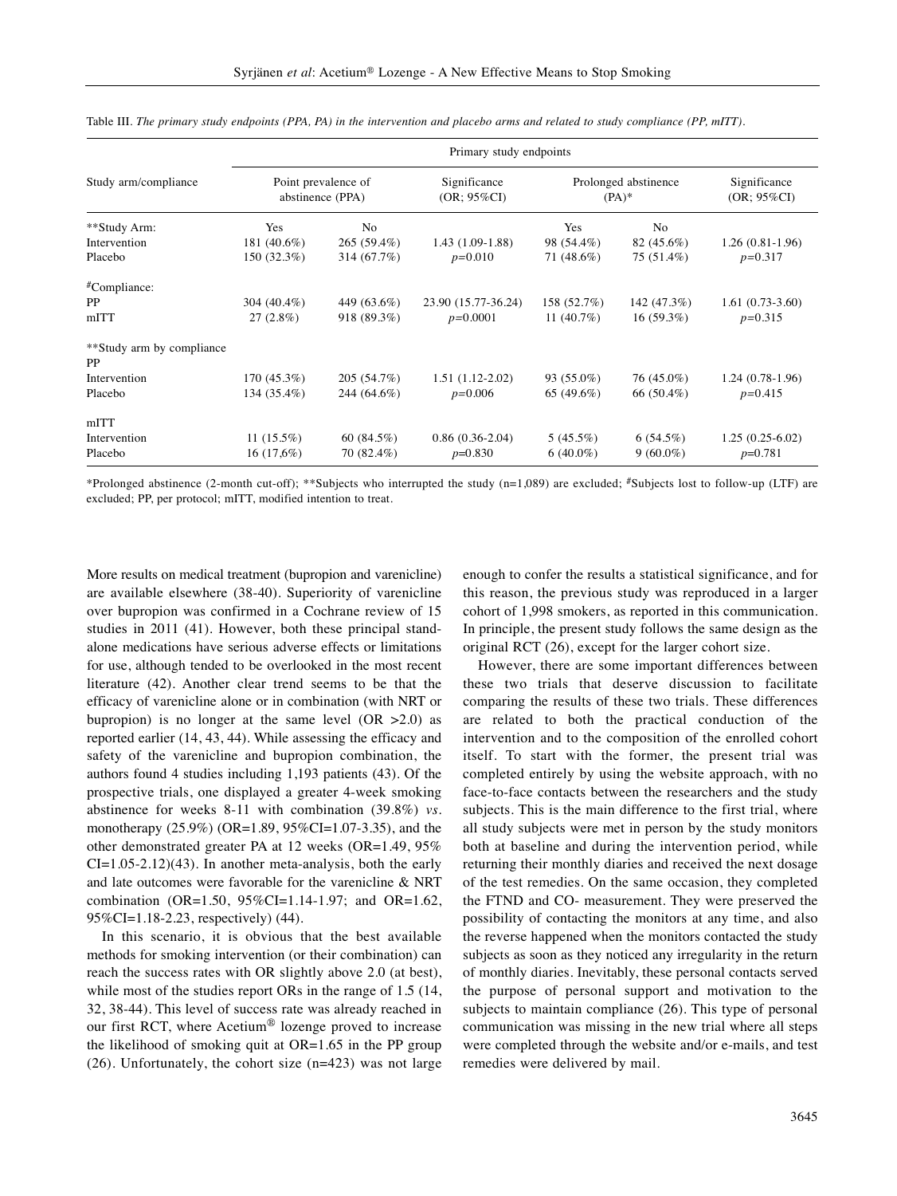Table III. *The primary study endpoints (PPA, PA) in the intervention and placebo arms and related to study compliance (PP, mITT).*

| Study arm/compliance | Primary study endpoints | | | | | |
|---|---|---|---|---|---|---|
| | Point prevalence of abstinence (PPA) | | Significance (OR; 95%CI) | Prolonged abstinence (PA)* | | Significance (OR; 95%CI) |
| **Study Arm: | Yes | No | | Yes | No | |
| Intervention | 181 (40.6%) | 265 (59.4%) | 1.43 (1.09-1.88) | 98 (54.4%) | 82 (45.6%) | 1.26 (0.81-1.96) |
| Placebo | 150 (32.3%) | 314 (67.7%) | $p$=0.010 | 71 (48.6%) | 75 (51.4%) | $p$=0.317 |
| #Compliance: | | | | | | |
| PP | 304 (40.4%) | 449 (63.6%) | 23.90 (15.77-36.24) | 158 (52.7%) | 142 (47.3%) | 1.61 (0.73-3.60) |
| mITT | 27 (2.8%) | 918 (89.3%) | $p$=0.0001 | 11 (40.7%) | 16 (59.3%) | $p$=0.315 |
| **Study arm by compliance | | | | | | |
| PP | | | | | | |
| Intervention | 170 (45.3%) | 205 (54.7%) | 1.51 (1.12-2.02) | 93 (55.0%) | 76 (45.0%) | 1.24 (0.78-1.96) |
| Placebo | 134 (35.4%) | 244 (64.6%) | $p$=0.006 | 65 (49.6%) | 66 (50.4%) | $p$=0.415 |
| mITT | | | | | | |
| Intervention | 11 (15.5%) | 60 (84.5%) | 0.86 (0.36-2.04) | 5 (45.5%) | 6 (54.5%) | 1.25 (0.25-6.02) |
| Placebo | 16 (17,6%) | 70 (82.4%) | $p$=0.830 | 6 (40.0%) | 9 (60.0%) | $p$=0.781 |

*Prolonged abstinence (2-month cut-off); **Subjects who interrupted the study (n=1,089) are excluded; #Subjects lost to follow-up (LTF) are excluded; PP, per protocol; mITT, modified intention to treat.

More results on medical treatment (bupropion and varenicline) are available elsewhere (38-40). Superiority of varenicline over bupropion was confirmed in a Cochrane review of 15 studies in 2011 (41). However, both these principal stand-alone medications have serious adverse effects or limitations for use, although tended to be overlooked in the most recent literature (42). Another clear trend seems to be that the efficacy of varenicline alone or in combination (with NRT or bupropion) is no longer at the same level (OR >2.0) as reported earlier (14, 43, 44). While assessing the efficacy and safety of the varenicline and bupropion combination, the authors found 4 studies including 1,193 patients (43). Of the prospective trials, one displayed a greater 4-week smoking abstinence for weeks 8-11 with combination (39.8%) *vs.* monotherapy (25.9%) (OR=1.89, 95%CI=1.07-3.35), and the other demonstrated greater PA at 12 weeks (OR=1.49, 95% CI=1.05-2.12)(43). In another meta-analysis, both the early and late outcomes were favorable for the varenicline & NRT combination (OR=1.50, 95%CI=1.14-1.97; and OR=1.62, 95%CI=1.18-2.23, respectively) (44).

In this scenario, it is obvious that the best available methods for smoking intervention (or their combination) can reach the success rates with OR slightly above 2.0 (at best), while most of the studies report ORs in the range of 1.5 (14, 32, 38-44). This level of success rate was already reached in our first RCT, where Acetium® lozenge proved to increase the likelihood of smoking quit at OR=1.65 in the PP group (26). Unfortunately, the cohort size (n=423) was not large enough to confer the results a statistical significance, and for this reason, the previous study was reproduced in a larger cohort of 1,998 smokers, as reported in this communication. In principle, the present study follows the same design as the original RCT (26), except for the larger cohort size.

However, there are some important differences between these two trials that deserve discussion to facilitate comparing the results of these two trials. These differences are related to both the practical conduction of the intervention and to the composition of the enrolled cohort itself. To start with the former, the present trial was completed entirely by using the website approach, with no face-to-face contacts between the researchers and the study subjects. This is the main difference to the first trial, where all study subjects were met in person by the study monitors both at baseline and during the intervention period, while returning their monthly diaries and received the next dosage of the test remedies. On the same occasion, they completed the FTND and CO- measurement. They were preserved the possibility of contacting the monitors at any time, and also the reverse happened when the monitors contacted the study subjects as soon as they noticed any irregularity in the return of monthly diaries. Inevitably, these personal contacts served the purpose of personal support and motivation to the subjects to maintain compliance (26). This type of personal communication was missing in the new trial where all steps were completed through the website and/or e-mails, and test remedies were delivered by mail.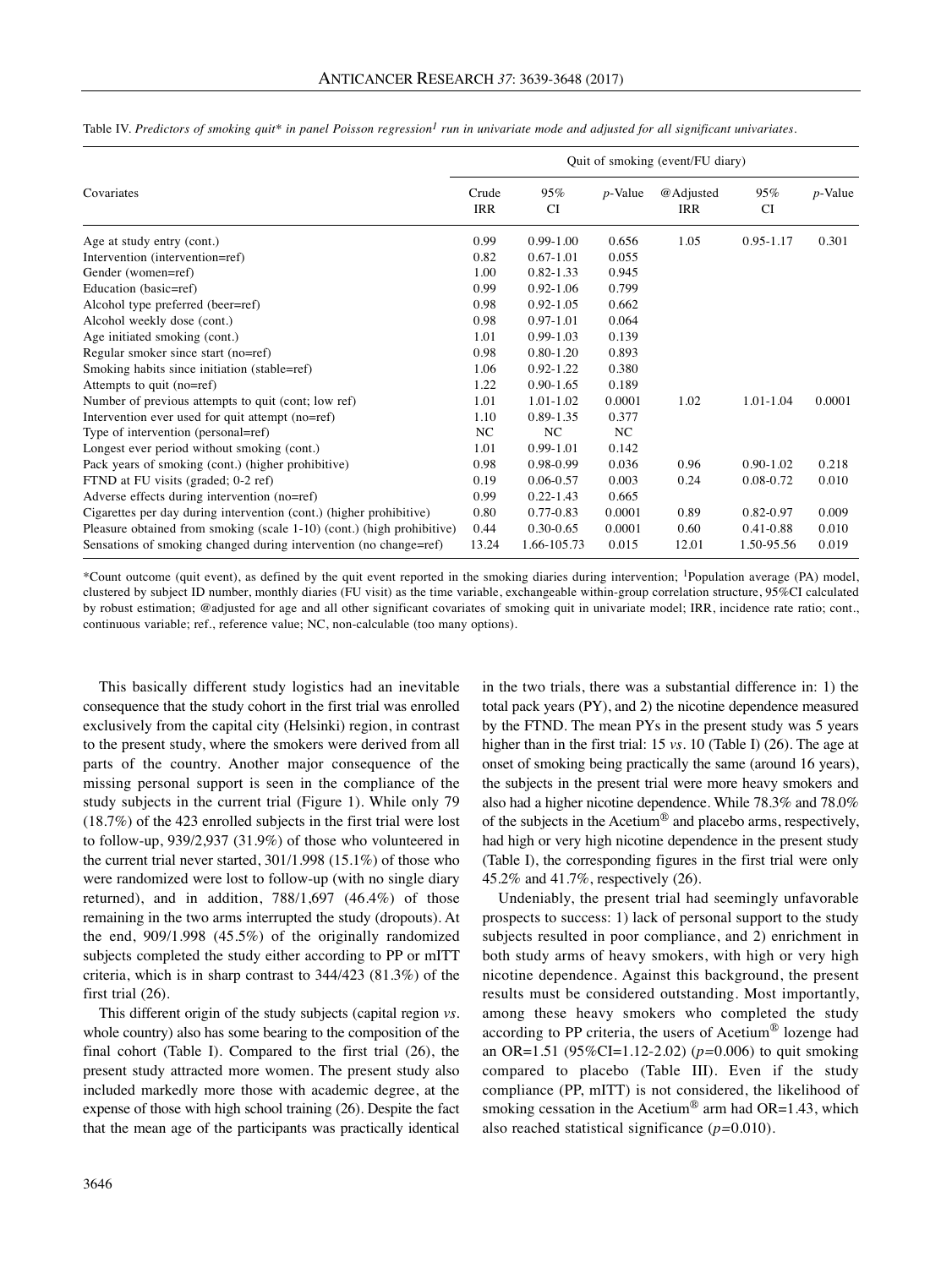Table IV. *Predictors of smoking quit* in panel Poisson regression[1] run in univariate mode and adjusted for all significant univariates.*

| Covariates | Quit of smoking (event/FU diary) | | | | | |
|---|---|---|---|---|---|---|
| | Crude IRR | 95% CI | *p*-Value | @Adjusted IRR | 95% CI | *p*-Value |
| Age at study entry (cont.) | 0.99 | 0.99-1.00 | 0.656 | 1.05 | 0.95-1.17 | 0.301 |
| Intervention (intervention=ref) | 0.82 | 0.67-1.01 | 0.055 | | | |
| Gender (women=ref) | 1.00 | 0.82-1.33 | 0.945 | | | |
| Education (basic=ref) | 0.99 | 0.92-1.06 | 0.799 | | | |
| Alcohol type preferred (beer=ref) | 0.98 | 0.92-1.05 | 0.662 | | | |
| Alcohol weekly dose (cont.) | 0.98 | 0.97-1.01 | 0.064 | | | |
| Age initiated smoking (cont.) | 1.01 | 0.99-1.03 | 0.139 | | | |
| Regular smoker since start (no=ref) | 0.98 | 0.80-1.20 | 0.893 | | | |
| Smoking habits since initiation (stable=ref) | 1.06 | 0.92-1.22 | 0.380 | | | |
| Attempts to quit (no=ref) | 1.22 | 0.90-1.65 | 0.189 | | | |
| Number of previous attempts to quit (cont; low ref) | 1.01 | 1.01-1.02 | 0.0001 | 1.02 | 1.01-1.04 | 0.0001 |
| Intervention ever used for quit attempt (no=ref) | 1.10 | 0.89-1.35 | 0.377 | | | |
| Type of intervention (personal=ref) | NC | NC | NC | | | |
| Longest ever period without smoking (cont.) | 1.01 | 0.99-1.01 | 0.142 | | | |
| Pack years of smoking (cont.) (higher prohibitive) | 0.98 | 0.98-0.99 | 0.036 | 0.96 | 0.90-1.02 | 0.218 |
| FTND at FU visits (graded; 0-2 ref) | 0.19 | 0.06-0.57 | 0.003 | 0.24 | 0.08-0.72 | 0.010 |
| Adverse effects during intervention (no=ref) | 0.99 | 0.22-1.43 | 0.665 | | | |
| Cigarettes per day during intervention (cont.) (higher prohibitive) | 0.80 | 0.77-0.83 | 0.0001 | 0.89 | 0.82-0.97 | 0.009 |
| Pleasure obtained from smoking (scale 1-10) (cont.) (high prohibitive) | 0.44 | 0.30-0.65 | 0.0001 | 0.60 | 0.41-0.88 | 0.010 |
| Sensations of smoking changed during intervention (no change=ref) | 13.24 | 1.66-105.73 | 0.015 | 12.01 | 1.50-95.56 | 0.019 |

*Count outcome (quit event), as defined by the quit event reported in the smoking diaries during intervention; [1]Population average (PA) model, clustered by subject ID number, monthly diaries (FU visit) as the time variable, exchangeable within-group correlation structure, 95%CI calculated by robust estimation; @adjusted for age and all other significant covariates of smoking quit in univariate model; IRR, incidence rate ratio; cont., continuous variable; ref., reference value; NC, non-calculable (too many options).

This basically different study logistics had an inevitable consequence that the study cohort in the first trial was enrolled exclusively from the capital city (Helsinki) region, in contrast to the present study, where the smokers were derived from all parts of the country. Another major consequence of the missing personal support is seen in the compliance of the study subjects in the current trial (Figure 1). While only 79 (18.7%) of the 423 enrolled subjects in the first trial were lost to follow-up, 939/2,937 (31.9%) of those who volunteered in the current trial never started, 301/1.998 (15.1%) of those who were randomized were lost to follow-up (with no single diary returned), and in addition, 788/1,697 (46.4%) of those remaining in the two arms interrupted the study (dropouts). At the end, 909/1.998 (45.5%) of the originally randomized subjects completed the study either according to PP or mITT criteria, which is in sharp contrast to 344/423 (81.3%) of the first trial (26).

This different origin of the study subjects (capital region *vs.* whole country) also has some bearing to the composition of the final cohort (Table I). Compared to the first trial (26), the present study attracted more women. The present study also included markedly more those with academic degree, at the expense of those with high school training (26). Despite the fact that the mean age of the participants was practically identical in the two trials, there was a substantial difference in: 1) the total pack years (PY), and 2) the nicotine dependence measured by the FTND. The mean PYs in the present study was 5 years higher than in the first trial: 15 *vs.* 10 (Table I) (26). The age at onset of smoking being practically the same (around 16 years), the subjects in the present trial were more heavy smokers and also had a higher nicotine dependence. While 78.3% and 78.0% of the subjects in the Acetium® and placebo arms, respectively, had high or very high nicotine dependence in the present study (Table I), the corresponding figures in the first trial were only 45.2% and 41.7%, respectively (26).

Undeniably, the present trial had seemingly unfavorable prospects to success: 1) lack of personal support to the study subjects resulted in poor compliance, and 2) enrichment in both study arms of heavy smokers, with high or very high nicotine dependence. Against this background, the present results must be considered outstanding. Most importantly, among these heavy smokers who completed the study according to PP criteria, the users of Acetium® lozenge had an OR=1.51 (95%CI=1.12-2.02) ($p$=0.006) to quit smoking compared to placebo (Table III). Even if the study compliance (PP, mITT) is not considered, the likelihood of smoking cessation in the Acetium® arm had OR=1.43, which also reached statistical significance ($p$=0.010).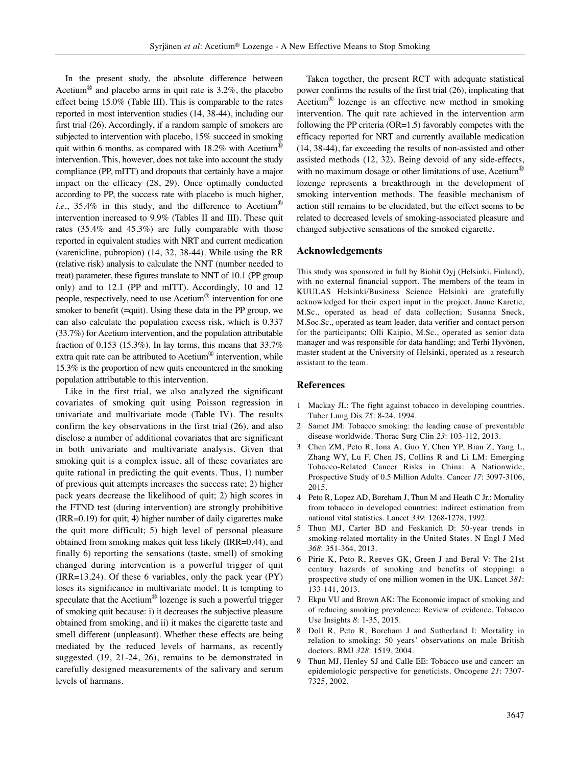In the present study, the absolute difference between Acetium® and placebo arms in quit rate is 3.2%, the placebo effect being 15.0% (Table III). This is comparable to the rates reported in most intervention studies (14, 38-44), including our first trial (26). Accordingly, if a random sample of smokers are subjected to intervention with placebo, 15% succeed in smoking quit within 6 months, as compared with 18.2% with Acetium® intervention. This, however, does not take into account the study compliance (PP, mITT) and dropouts that certainly have a major impact on the efficacy (28, 29). Once optimally conducted according to PP, the success rate with placebo is much higher, *i.e.*, 35.4% in this study, and the difference to Acetium® intervention increased to 9.9% (Tables II and III). These quit rates (35.4% and 45.3%) are fully comparable with those reported in equivalent studies with NRT and current medication (varenicline, pubropion) (14, 32, 38-44). While using the RR (relative risk) analysis to calculate the NNT (number needed to treat) parameter, these figures translate to NNT of 10.1 (PP group only) and to 12.1 (PP and mITT). Accordingly, 10 and 12 people, respectively, need to use Acetium® intervention for one smoker to benefit (=quit). Using these data in the PP group, we can also calculate the population excess risk, which is 0.337 (33.7%) for Acetium intervention, and the population attributable fraction of 0.153 (15.3%). In lay terms, this means that 33.7% extra quit rate can be attributed to Acetium® intervention, while 15.3% is the proportion of new quits encountered in the smoking population attributable to this intervention.

Like in the first trial, we also analyzed the significant covariates of smoking quit using Poisson regression in univariate and multivariate mode (Table IV). The results confirm the key observations in the first trial (26), and also disclose a number of additional covariates that are significant in both univariate and multivariate analysis. Given that smoking quit is a complex issue, all of these covariates are quite rational in predicting the quit events. Thus, 1) number of previous quit attempts increases the success rate; 2) higher pack years decrease the likelihood of quit; 3) high scores in the FTND test (during intervention) are strongly prohibitive (IRR=0.19) for quit; 4) higher number of daily cigarettes make the quit more difficult; 5) high level of personal pleasure obtained from smoking makes quit less likely (IRR=0.44), and finally 6) reporting the sensations (taste, smell) of smoking changed during intervention is a powerful trigger of quit (IRR=13.24). Of these 6 variables, only the pack year (PY) loses its significance in multivariate model. It is tempting to speculate that the Acetium® lozenge is such a powerful trigger of smoking quit because: i) it decreases the subjective pleasure obtained from smoking, and ii) it makes the cigarette taste and smell different (unpleasant). Whether these effects are being mediated by the reduced levels of harmans, as recently suggested (19, 21-24, 26), remains to be demonstrated in carefully designed measurements of the salivary and serum levels of harmans.

Taken together, the present RCT with adequate statistical power confirms the results of the first trial (26), implicating that Acetium® lozenge is an effective new method in smoking intervention. The quit rate achieved in the intervention arm following the PP criteria (OR=1.5) favorably competes with the efficacy reported for NRT and currently available medication (14, 38-44), far exceeding the results of non-assisted and other assisted methods (12, 32). Being devoid of any side-effects, with no maximum dosage or other limitations of use, Acetium® lozenge represents a breakthrough in the development of smoking intervention methods. The feasible mechanism of action still remains to be elucidated, but the effect seems to be related to decreased levels of smoking-associated pleasure and changed subjective sensations of the smoked cigarette.

## Acknowledgements

This study was sponsored in full by Biohit Oyj (Helsinki, Finland), with no external financial support. The members of the team in KUULAS Helsinki/Business Science Helsinki are gratefully acknowledged for their expert input in the project. Janne Karetie, M.Sc., operated as head of data collection; Susanna Sneck, M.Soc.Sc., operated as team leader, data verifier and contact person for the participants; Olli Kaipio, M.Sc., operated as senior data manager and was responsible for data handling; and Terhi Hyvönen, master student at the University of Helsinki, operated as a research assistant to the team.

## References

1. Mackay JL: The fight against tobacco in developing countries. Tuber Lung Dis *75*: 8-24, 1994.
2. Samet JM: Tobacco smoking: the leading cause of preventable disease worldwide. Thorac Surg Clin *23*: 103-112, 2013.
3. Chen ZM, Peto R, Iona A, Guo Y, Chen YP, Bian Z, Yang L, Zhang WY, Lu F, Chen JS, Collins R and Li LM: Emerging Tobacco-Related Cancer Risks in China: A Nationwide, Prospective Study of 0.5 Million Adults. Cancer *17*: 3097-3106, 2015.
4. Peto R, Lopez AD, Boreham J, Thun M and Heath C Jr.: Mortality from tobacco in developed countries: indirect estimation from national vital statistics. Lancet *339*: 1268-1278, 1992.
5. Thun MJ, Carter BD and Feskanich D: 50-year trends in smoking-related mortality in the United States. N Engl J Med *368*: 351-364, 2013.
6. Pirie K, Peto R, Reeves GK, Green J and Beral V: The 21st century hazards of smoking and benefits of stopping: a prospective study of one million women in the UK. Lancet *381*: 133-141, 2013.
7. Ekpu VU and Brown AK: The Economic impact of smoking and of reducing smoking prevalence: Review of evidence. Tobacco Use Insights *8*: 1-35, 2015.
8. Doll R, Peto R, Boreham J and Sutherland I: Mortality in relation to smoking: 50 years' observations on male British doctors. BMJ *328*: 1519, 2004.
9. Thun MJ, Henley SJ and Calle EE: Tobacco use and cancer: an epidemiologic perspective for geneticists. Oncogene *21*: 7307-7325, 2002.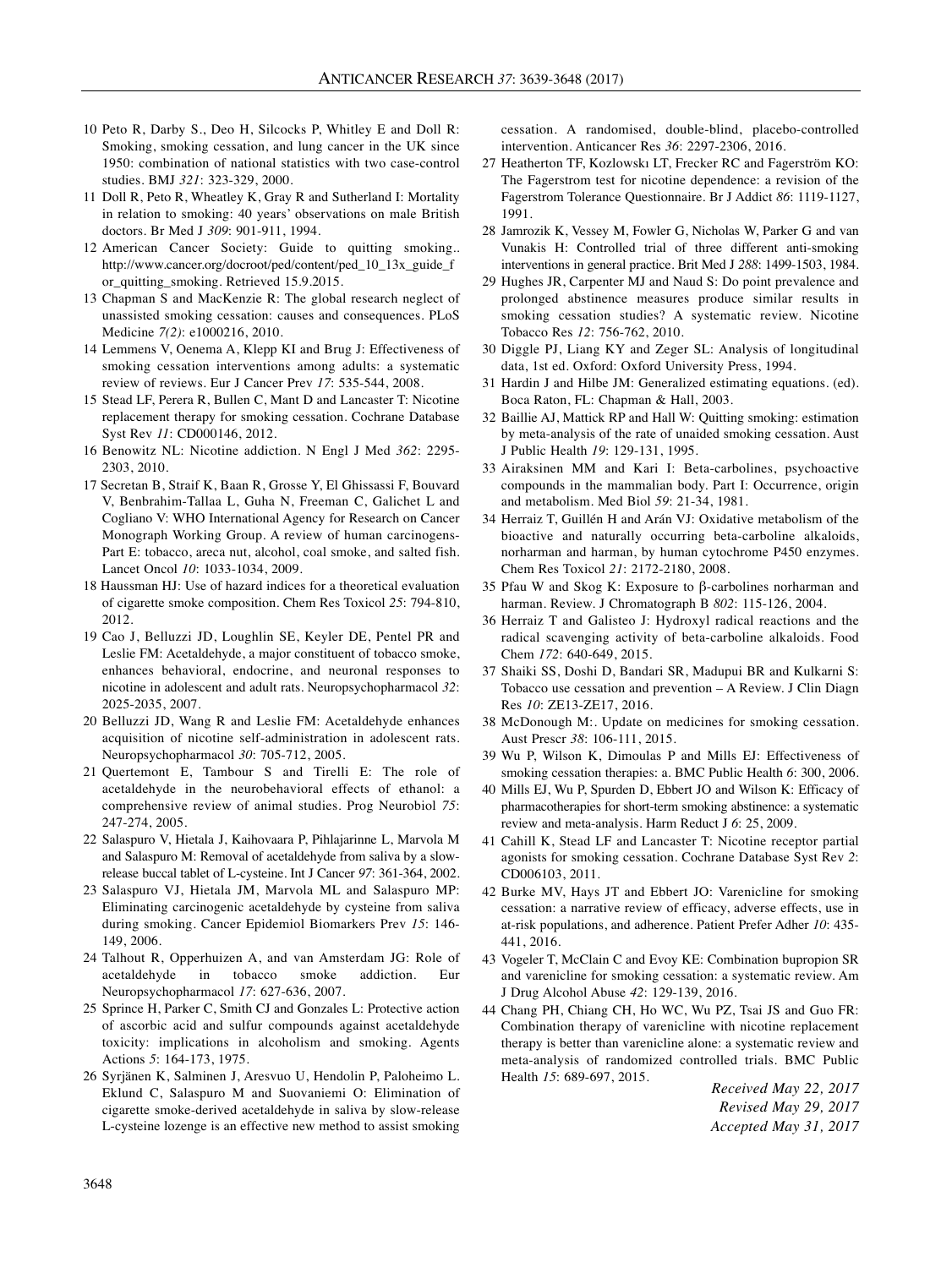10 Peto R, Darby S., Deo H, Silcocks P, Whitley E and Doll R: Smoking, smoking cessation, and lung cancer in the UK since 1950: combination of national statistics with two case-control studies. BMJ *321*: 323-329, 2000.

11 Doll R, Peto R, Wheatley K, Gray R and Sutherland I: Mortality in relation to smoking: 40 years' observations on male British doctors. Br Med J *309*: 901-911, 1994.

12 American Cancer Society: Guide to quitting smoking.. http://www.cancer.org/docroot/ped/content/ped_10_13x_guide_for_quitting_smoking. Retrieved 15.9.2015.

13 Chapman S and MacKenzie R: The global research neglect of unassisted smoking cessation: causes and consequences. PLoS Medicine *7(2)*: e1000216, 2010.

14 Lemmens V, Oenema A, Klepp KI and Brug J: Effectiveness of smoking cessation interventions among adults: a systematic review of reviews. Eur J Cancer Prev *17*: 535-544, 2008.

15 Stead LF, Perera R, Bullen C, Mant D and Lancaster T: Nicotine replacement therapy for smoking cessation. Cochrane Database Syst Rev *11*: CD000146, 2012.

16 Benowitz NL: Nicotine addiction. N Engl J Med *362*: 2295-2303, 2010.

17 Secretan B, Straif K, Baan R, Grosse Y, El Ghissassi F, Bouvard V, Benbrahim-Tallaa L, Guha N, Freeman C, Galichet L and Cogliano V: WHO International Agency for Research on Cancer Monograph Working Group. A review of human carcinogens-Part E: tobacco, areca nut, alcohol, coal smoke, and salted fish. Lancet Oncol *10*: 1033-1034, 2009.

18 Haussman HJ: Use of hazard indices for a theoretical evaluation of cigarette smoke composition. Chem Res Toxicol *25*: 794-810, 2012.

19 Cao J, Belluzzi JD, Loughlin SE, Keyler DE, Pentel PR and Leslie FM: Acetaldehyde, a major constituent of tobacco smoke, enhances behavioral, endocrine, and neuronal responses to nicotine in adolescent and adult rats. Neuropsychopharmacol *32*: 2025-2035, 2007.

20 Belluzzi JD, Wang R and Leslie FM: Acetaldehyde enhances acquisition of nicotine self-administration in adolescent rats. Neuropsychopharmacol *30*: 705-712, 2005.

21 Quertemont E, Tambour S and Tirelli E: The role of acetaldehyde in the neurobehavioral effects of ethanol: a comprehensive review of animal studies. Prog Neurobiol *75*: 247-274, 2005.

22 Salaspuro V, Hietala J, Kaihovaara P, Pihlajarinne L, Marvola M and Salaspuro M: Removal of acetaldehyde from saliva by a slow-release buccal tablet of L-cysteine. Int J Cancer *97*: 361-364, 2002.

23 Salaspuro VJ, Hietala JM, Marvola ML and Salaspuro MP: Eliminating carcinogenic acetaldehyde by cysteine from saliva during smoking. Cancer Epidemiol Biomarkers Prev *15*: 146-149, 2006.

24 Talhout R, Opperhuizen A, and van Amsterdam JG: Role of acetaldehyde in tobacco smoke addiction. Eur Neuropsychopharmacol *17*: 627-636, 2007.

25 Sprince H, Parker C, Smith CJ and Gonzales L: Protective action of ascorbic acid and sulfur compounds against acetaldehyde toxicity: implications in alcoholism and smoking. Agents Actions *5*: 164-173, 1975.

26 Syrjänen K, Salminen J, Aresvuo U, Hendolin P, Paloheimo L. Eklund C, Salaspuro M and Suovaniemi O: Elimination of cigarette smoke-derived acetaldehyde in saliva by slow-release L-cysteine lozenge is an effective new method to assist smoking cessation. A randomised, double-blind, placebo-controlled intervention. Anticancer Res *36*: 2297-2306, 2016.

27 Heatherton TF, Kozlowskı LT, Frecker RC and Fagerström KO: The Fagerstrom test for nicotine dependence: a revision of the Fagerstrom Tolerance Questionnaire. Br J Addict *86*: 1119-1127, 1991.

28 Jamrozik K, Vessey M, Fowler G, Nicholas W, Parker G and van Vunakis H: Controlled trial of three different anti-smoking interventions in general practice. Brit Med J *288*: 1499-1503, 1984.

29 Hughes JR, Carpenter MJ and Naud S: Do point prevalence and prolonged abstinence measures produce similar results in smoking cessation studies? A systematic review. Nicotine Tobacco Res *12*: 756-762, 2010.

30 Diggle PJ, Liang KY and Zeger SL: Analysis of longitudinal data, 1st ed. Oxford: Oxford University Press, 1994.

31 Hardin J and Hilbe JM: Generalized estimating equations. (ed). Boca Raton, FL: Chapman & Hall, 2003.

32 Baillie AJ, Mattick RP and Hall W: Quitting smoking: estimation by meta-analysis of the rate of unaided smoking cessation. Aust J Public Health *19*: 129-131, 1995.

33 Airaksinen MM and Kari I: Beta-carbolines, psychoactive compounds in the mammalian body. Part I: Occurrence, origin and metabolism. Med Biol *59*: 21-34, 1981.

34 Herraiz T, Guillén H and Arán VJ: Oxidative metabolism of the bioactive and naturally occurring beta-carboline alkaloids, norharman and harman, by human cytochrome P450 enzymes. Chem Res Toxicol *21*: 2172-2180, 2008.

35 Pfau W and Skog K: Exposure to β-carbolines norharman and harman. Review. J Chromatograph B *802*: 115-126, 2004.

36 Herraiz T and Galisteo J: Hydroxyl radical reactions and the radical scavenging activity of beta-carboline alkaloids. Food Chem *172*: 640-649, 2015.

37 Shaiki SS, Doshi D, Bandari SR, Madupui BR and Kulkarni S: Tobacco use cessation and prevention – A Review. J Clin Diagn Res *10*: ZE13-ZE17, 2016.

38 McDonough M:. Update on medicines for smoking cessation. Aust Prescr *38*: 106-111, 2015.

39 Wu P, Wilson K, Dimoulas P and Mills EJ: Effectiveness of smoking cessation therapies: a. BMC Public Health *6*: 300, 2006.

40 Mills EJ, Wu P, Spurden D, Ebbert JO and Wilson K: Efficacy of pharmacotherapies for short-term smoking abstinence: a systematic review and meta-analysis. Harm Reduct J *6*: 25, 2009.

41 Cahill K, Stead LF and Lancaster T: Nicotine receptor partial agonists for smoking cessation. Cochrane Database Syst Rev *2*: CD006103, 2011.

42 Burke MV, Hays JT and Ebbert JO: Varenicline for smoking cessation: a narrative review of efficacy, adverse effects, use in at-risk populations, and adherence. Patient Prefer Adher *10*: 435-441, 2016.

43 Vogeler T, McClain C and Evoy KE: Combination bupropion SR and varenicline for smoking cessation: a systematic review. Am J Drug Alcohol Abuse *42*: 129-139, 2016.

44 Chang PH, Chiang CH, Ho WC, Wu PZ, Tsai JS and Guo FR: Combination therapy of varenicline with nicotine replacement therapy is better than varenicline alone: a systematic review and meta-analysis of randomized controlled trials. BMC Public Health *15*: 689-697, 2015.

*Received May 22, 2017*
*Revised May 29, 2017*
*Accepted May 31, 2017*